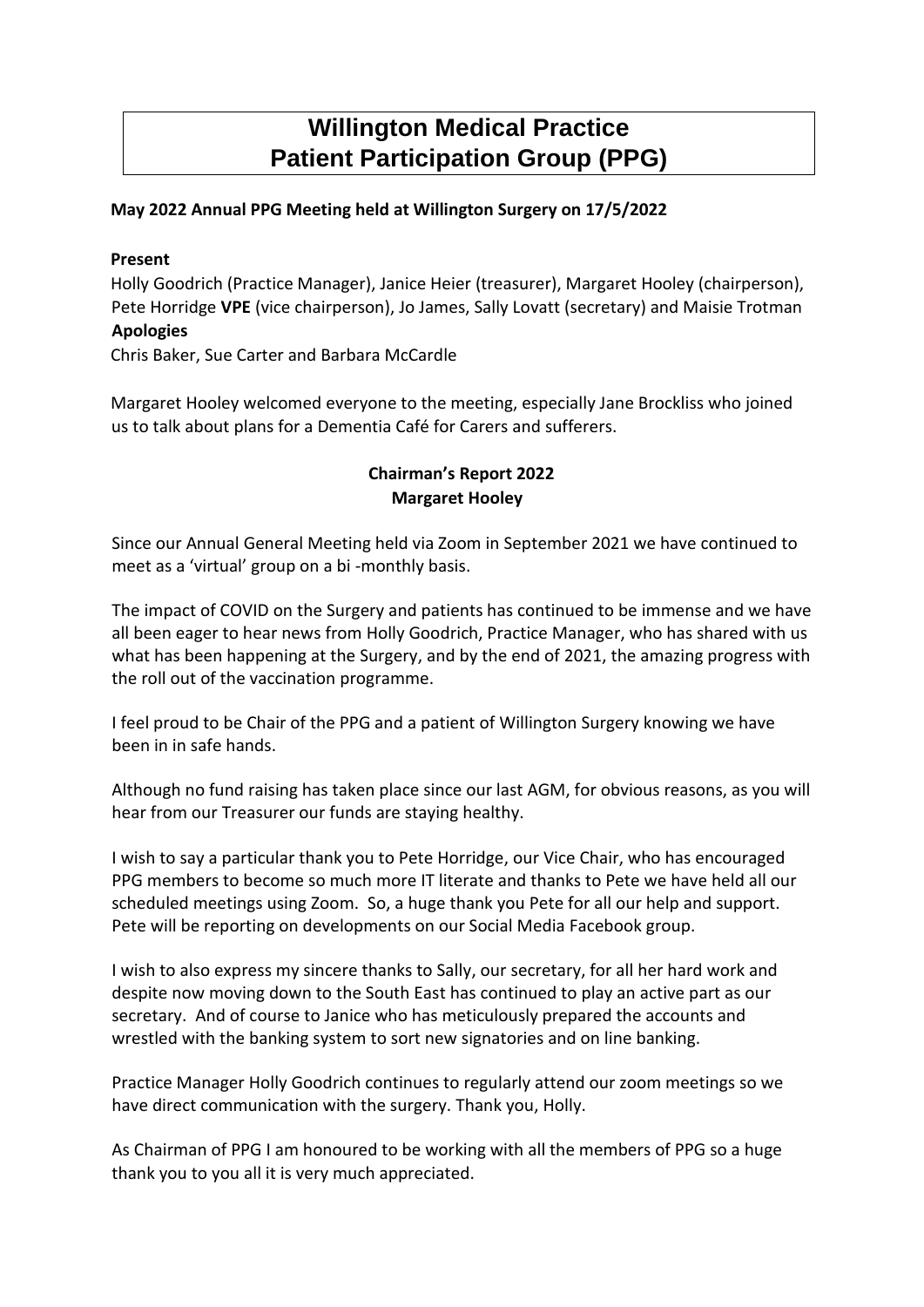# Willington Medical Practice
# Patient Participation Group (PPG)

**May 2022 Annual PPG Meeting held at Willington Surgery on 17/5/2022**

**Present**

Holly Goodrich (Practice Manager), Janice Heier (treasurer), Margaret Hooley (chairperson), Pete Horridge **VPE** (vice chairperson), Jo James, Sally Lovatt (secretary) and Maisie Trotman

**Apologies**

Chris Baker, Sue Carter and Barbara McCardle

Margaret Hooley welcomed everyone to the meeting, especially Jane Brockliss who joined us to talk about plans for a Dementia Café for Carers and sufferers.

**Chairman's Report 2022**
**Margaret Hooley**

Since our Annual General Meeting held via Zoom in September 2021 we have continued to meet as a 'virtual' group on a bi -monthly basis.

The impact of COVID on the Surgery and patients has continued to be immense and we have all been eager to hear news from Holly Goodrich, Practice Manager, who has shared with us what has been happening at the Surgery, and by the end of 2021, the amazing progress with the roll out of the vaccination programme.

I feel proud to be Chair of the PPG and a patient of Willington Surgery knowing we have been in in safe hands.

Although no fund raising has taken place since our last AGM, for obvious reasons, as you will hear from our Treasurer our funds are staying healthy.

I wish to say a particular thank you to Pete Horridge, our Vice Chair, who has encouraged PPG members to become so much more IT literate and thanks to Pete we have held all our scheduled meetings using Zoom. So, a huge thank you Pete for all our help and support. Pete will be reporting on developments on our Social Media Facebook group.

I wish to also express my sincere thanks to Sally, our secretary, for all her hard work and despite now moving down to the South East has continued to play an active part as our secretary. And of course to Janice who has meticulously prepared the accounts and wrestled with the banking system to sort new signatories and on line banking.

Practice Manager Holly Goodrich continues to regularly attend our zoom meetings so we have direct communication with the surgery. Thank you, Holly.

As Chairman of PPG I am honoured to be working with all the members of PPG so a huge thank you to you all it is very much appreciated.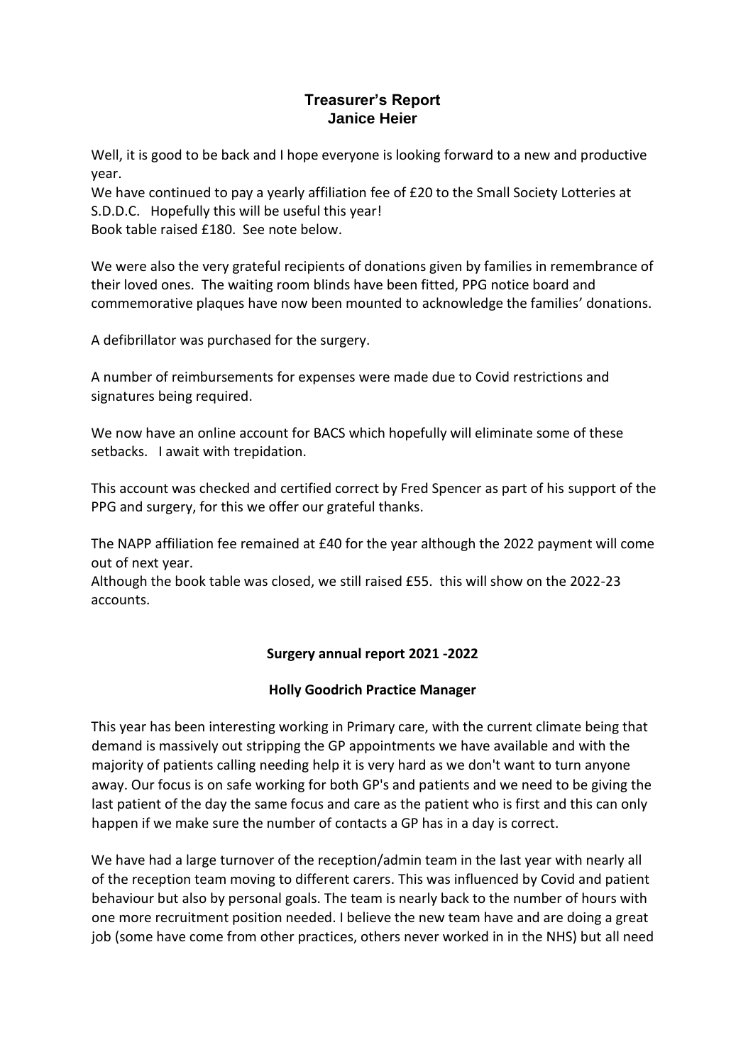## Treasurer's Report
## Janice Heier

Well, it is good to be back and I hope everyone is looking forward to a new and productive year.
We have continued to pay a yearly affiliation fee of £20 to the Small Society Lotteries at S.D.D.C. Hopefully this will be useful this year!
Book table raised £180. See note below.

We were also the very grateful recipients of donations given by families in remembrance of their loved ones. The waiting room blinds have been fitted, PPG notice board and commemorative plaques have now been mounted to acknowledge the families' donations.

A defibrillator was purchased for the surgery.

A number of reimbursements for expenses were made due to Covid restrictions and signatures being required.

We now have an online account for BACS which hopefully will eliminate some of these setbacks. I await with trepidation.

This account was checked and certified correct by Fred Spencer as part of his support of the PPG and surgery, for this we offer our grateful thanks.

The NAPP affiliation fee remained at £40 for the year although the 2022 payment will come out of next year.
Although the book table was closed, we still raised £55. this will show on the 2022-23 accounts.

**Surgery annual report 2021 -2022**

**Holly Goodrich Practice Manager**

This year has been interesting working in Primary care, with the current climate being that demand is massively out stripping the GP appointments we have available and with the majority of patients calling needing help it is very hard as we don't want to turn anyone away. Our focus is on safe working for both GP's and patients and we need to be giving the last patient of the day the same focus and care as the patient who is first and this can only happen if we make sure the number of contacts a GP has in a day is correct.

We have had a large turnover of the reception/admin team in the last year with nearly all of the reception team moving to different carers. This was influenced by Covid and patient behaviour but also by personal goals. The team is nearly back to the number of hours with one more recruitment position needed. I believe the new team have and are doing a great job (some have come from other practices, others never worked in in the NHS) but all need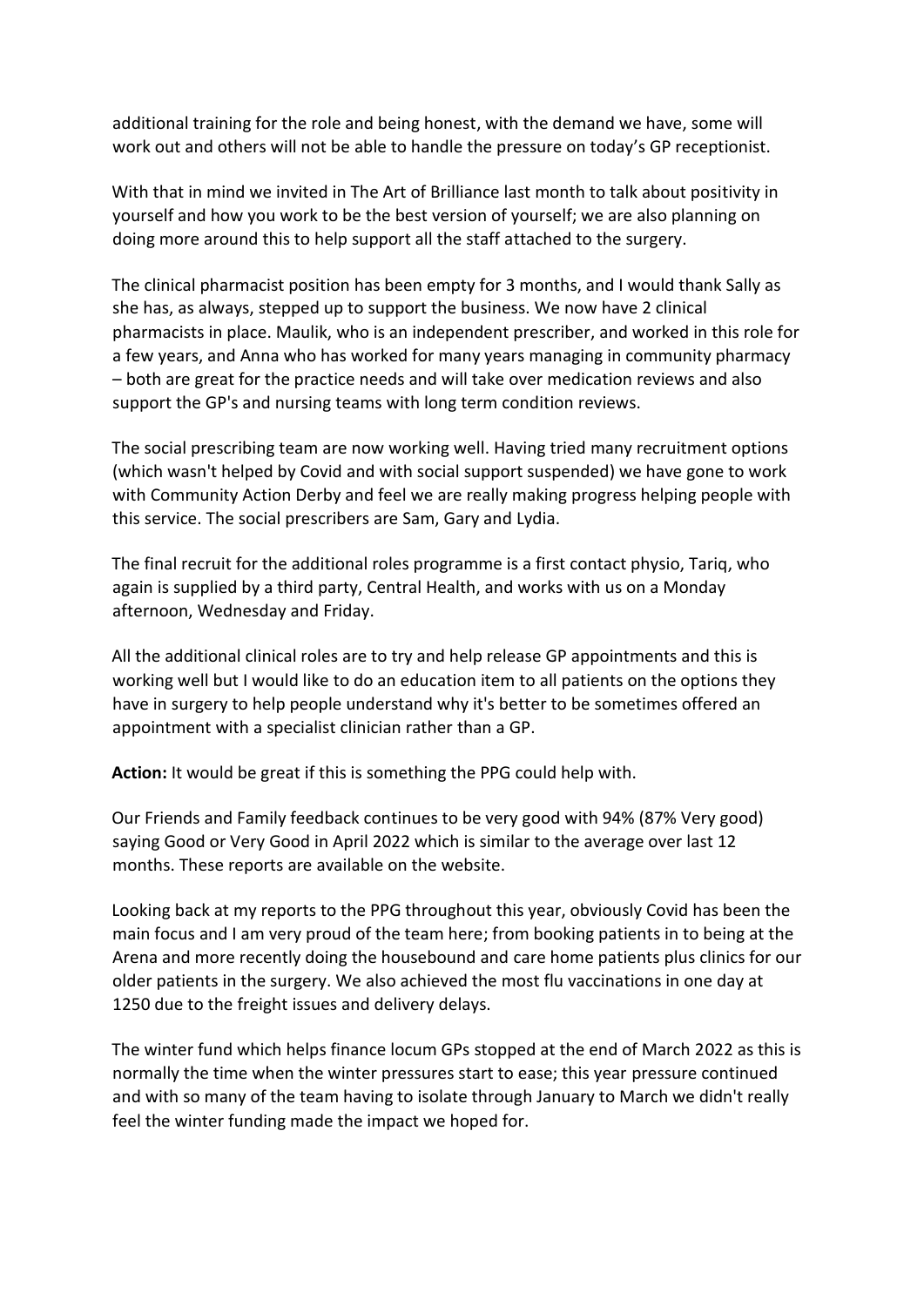additional training for the role and being honest, with the demand we have, some will work out and others will not be able to handle the pressure on today's GP receptionist.

With that in mind we invited in The Art of Brilliance last month to talk about positivity in yourself and how you work to be the best version of yourself; we are also planning on doing more around this to help support all the staff attached to the surgery.

The clinical pharmacist position has been empty for 3 months, and I would thank Sally as she has, as always, stepped up to support the business. We now have 2 clinical pharmacists in place. Maulik, who is an independent prescriber, and worked in this role for a few years, and Anna who has worked for many years managing in community pharmacy – both are great for the practice needs and will take over medication reviews and also support the GP's and nursing teams with long term condition reviews.

The social prescribing team are now working well. Having tried many recruitment options (which wasn't helped by Covid and with social support suspended) we have gone to work with Community Action Derby and feel we are really making progress helping people with this service. The social prescribers are Sam, Gary and Lydia.

The final recruit for the additional roles programme is a first contact physio, Tariq, who again is supplied by a third party, Central Health, and works with us on a Monday afternoon, Wednesday and Friday.

All the additional clinical roles are to try and help release GP appointments and this is working well but I would like to do an education item to all patients on the options they have in surgery to help people understand why it's better to be sometimes offered an appointment with a specialist clinician rather than a GP.

**Action:** It would be great if this is something the PPG could help with.

Our Friends and Family feedback continues to be very good with 94% (87% Very good) saying Good or Very Good in April 2022 which is similar to the average over last 12 months. These reports are available on the website.

Looking back at my reports to the PPG throughout this year, obviously Covid has been the main focus and I am very proud of the team here; from booking patients in to being at the Arena and more recently doing the housebound and care home patients plus clinics for our older patients in the surgery. We also achieved the most flu vaccinations in one day at 1250 due to the freight issues and delivery delays.

The winter fund which helps finance locum GPs stopped at the end of March 2022 as this is normally the time when the winter pressures start to ease; this year pressure continued and with so many of the team having to isolate through January to March we didn't really feel the winter funding made the impact we hoped for.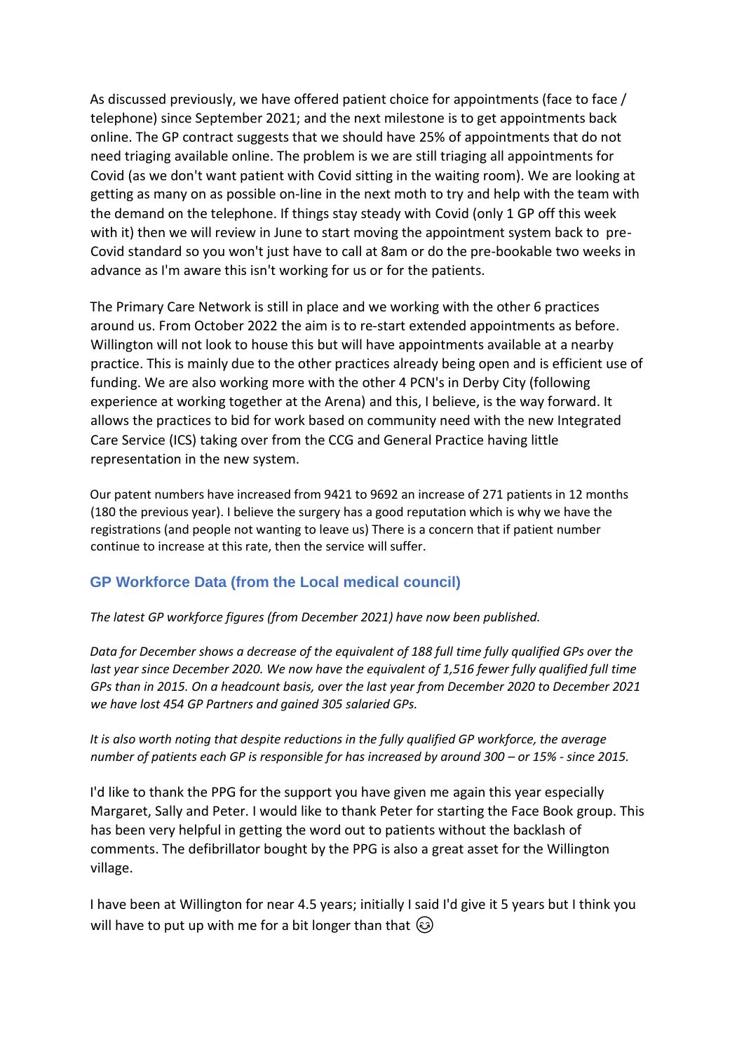As discussed previously, we have offered patient choice for appointments (face to face / telephone) since September 2021; and the next milestone is to get appointments back online. The GP contract suggests that we should have 25% of appointments that do not need triaging available online. The problem is we are still triaging all appointments for Covid (as we don't want patient with Covid sitting in the waiting room). We are looking at getting as many on as possible on-line in the next moth to try and help with the team with the demand on the telephone. If things stay steady with Covid (only 1 GP off this week with it) then we will review in June to start moving the appointment system back to pre-Covid standard so you won't just have to call at 8am or do the pre-bookable two weeks in advance as I'm aware this isn't working for us or for the patients.

The Primary Care Network is still in place and we working with the other 6 practices around us. From October 2022 the aim is to re-start extended appointments as before. Willington will not look to house this but will have appointments available at a nearby practice. This is mainly due to the other practices already being open and is efficient use of funding. We are also working more with the other 4 PCN's in Derby City (following experience at working together at the Arena) and this, I believe, is the way forward. It allows the practices to bid for work based on community need with the new Integrated Care Service (ICS) taking over from the CCG and General Practice having little representation in the new system.

Our patent numbers have increased from 9421 to 9692 an increase of 271 patients in 12 months (180 the previous year). I believe the surgery has a good reputation which is why we have the registrations (and people not wanting to leave us) There is a concern that if patient number continue to increase at this rate, then the service will suffer.

## GP Workforce Data (from the Local medical council)

*The latest GP workforce figures (from December 2021) have now been published.*

*Data for December shows a decrease of the equivalent of 188 full time fully qualified GPs over the last year since December 2020. We now have the equivalent of 1,516 fewer fully qualified full time GPs than in 2015. On a headcount basis, over the last year from December 2020 to December 2021 we have lost 454 GP Partners and gained 305 salaried GPs.*

*It is also worth noting that despite reductions in the fully qualified GP workforce, the average number of patients each GP is responsible for has increased by around 300 – or 15% - since 2015.*

I'd like to thank the PPG for the support you have given me again this year especially Margaret, Sally and Peter. I would like to thank Peter for starting the Face Book group. This has been very helpful in getting the word out to patients without the backlash of comments. The defibrillator bought by the PPG is also a great asset for the Willington village.

I have been at Willington for near 4.5 years; initially I said I'd give it 5 years but I think you will have to put up with me for a bit longer than that 😉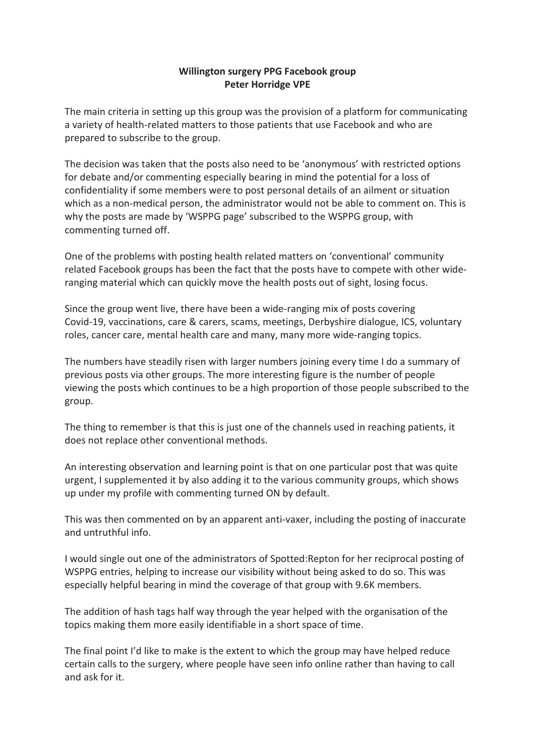**Willington surgery PPG Facebook group**
**Peter Horridge VPE**

The main criteria in setting up this group was the provision of a platform for communicating a variety of health-related matters to those patients that use Facebook and who are prepared to subscribe to the group.

The decision was taken that the posts also need to be 'anonymous' with restricted options for debate and/or commenting especially bearing in mind the potential for a loss of confidentiality if some members were to post personal details of an ailment or situation which as a non-medical person, the administrator would not be able to comment on. This is why the posts are made by 'WSPPG page' subscribed to the WSPPG group, with commenting turned off.

One of the problems with posting health related matters on 'conventional' community related Facebook groups has been the fact that the posts have to compete with other wide-ranging material which can quickly move the health posts out of sight, losing focus.

Since the group went live, there have been a wide-ranging mix of posts covering Covid-19, vaccinations, care & carers, scams, meetings, Derbyshire dialogue, ICS, voluntary roles, cancer care, mental health care and many, many more wide-ranging topics.

The numbers have steadily risen with larger numbers joining every time I do a summary of previous posts via other groups. The more interesting figure is the number of people viewing the posts which continues to be a high proportion of those people subscribed to the group.

The thing to remember is that this is just one of the channels used in reaching patients, it does not replace other conventional methods.

An interesting observation and learning point is that on one particular post that was quite urgent, I supplemented it by also adding it to the various community groups, which shows up under my profile with commenting turned ON by default.

This was then commented on by an apparent anti-vaxer, including the posting of inaccurate and untruthful info.

I would single out one of the administrators of Spotted:Repton for her reciprocal posting of WSPPG entries, helping to increase our visibility without being asked to do so. This was especially helpful bearing in mind the coverage of that group with 9.6K members.

The addition of hash tags half way through the year helped with the organisation of the topics making them more easily identifiable in a short space of time.

The final point I'd like to make is the extent to which the group may have helped reduce certain calls to the surgery, where people have seen info online rather than having to call and ask for it.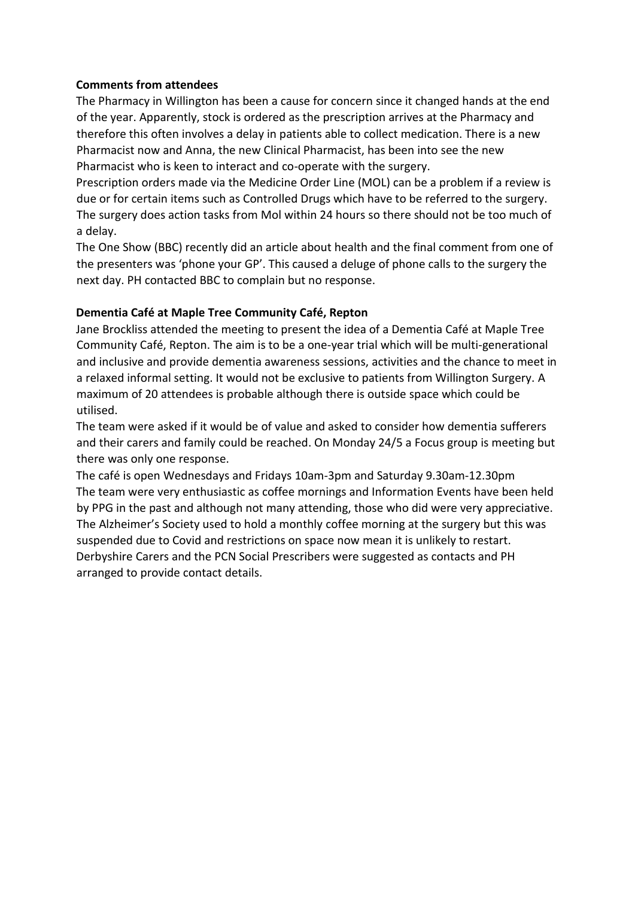**Comments from attendees**

The Pharmacy in Willington has been a cause for concern since it changed hands at the end of the year. Apparently, stock is ordered as the prescription arrives at the Pharmacy and therefore this often involves a delay in patients able to collect medication. There is a new Pharmacist now and Anna, the new Clinical Pharmacist, has been into see the new Pharmacist who is keen to interact and co-operate with the surgery.

Prescription orders made via the Medicine Order Line (MOL) can be a problem if a review is due or for certain items such as Controlled Drugs which have to be referred to the surgery. The surgery does action tasks from Mol within 24 hours so there should not be too much of a delay.

The One Show (BBC) recently did an article about health and the final comment from one of the presenters was 'phone your GP'. This caused a deluge of phone calls to the surgery the next day. PH contacted BBC to complain but no response.

**Dementia Café at Maple Tree Community Café, Repton**

Jane Brockliss attended the meeting to present the idea of a Dementia Café at Maple Tree Community Café, Repton. The aim is to be a one-year trial which will be multi-generational and inclusive and provide dementia awareness sessions, activities and the chance to meet in a relaxed informal setting. It would not be exclusive to patients from Willington Surgery. A maximum of 20 attendees is probable although there is outside space which could be utilised.

The team were asked if it would be of value and asked to consider how dementia sufferers and their carers and family could be reached. On Monday 24/5 a Focus group is meeting but there was only one response.

The café is open Wednesdays and Fridays 10am-3pm and Saturday 9.30am-12.30pm

The team were very enthusiastic as coffee mornings and Information Events have been held by PPG in the past and although not many attending, those who did were very appreciative.

The Alzheimer's Society used to hold a monthly coffee morning at the surgery but this was suspended due to Covid and restrictions on space now mean it is unlikely to restart.

Derbyshire Carers and the PCN Social Prescribers were suggested as contacts and PH arranged to provide contact details.